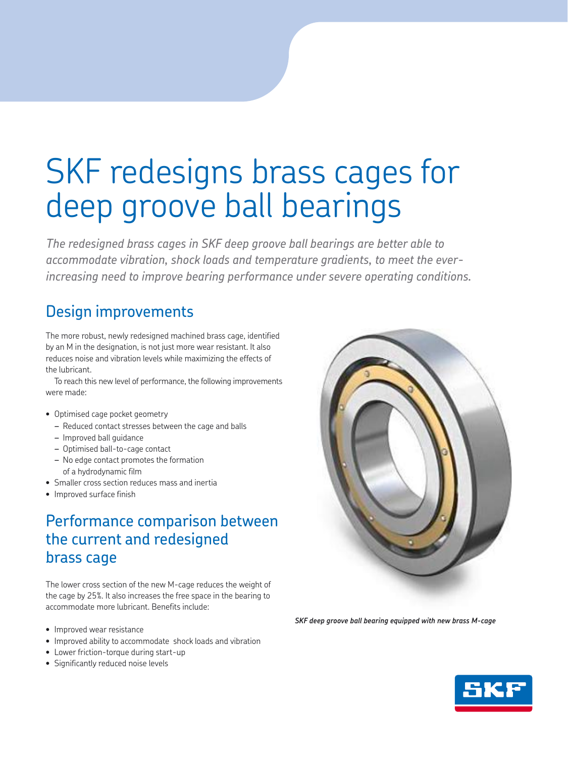# SKF redesigns brass cages for deep groove ball bearings

*The redesigned brass cages in SKF deep groove ball bearings are better able to accommodate vibration, shock loads and temperature gradients, to meet the ever-increasing need to improve bearing performance under severe operating conditions.*

## Design improvements

The more robust, newly redesigned machined brass cage, identified by an M in the designation, is not just more wear resistant. It also reduces noise and vibration levels while maximizing the effects of the lubricant.

To reach this new level of performance, the following improvements were made:

- Optimised cage pocket geometry
  - Reduced contact stresses between the cage and balls
  - Improved ball guidance
  - Optimised ball-to-cage contact
  - No edge contact promotes the formation of a hydrodynamic film
- Smaller cross section reduces mass and inertia
- Improved surface finish

## Performance comparison between the current and redesigned brass cage

The lower cross section of the new M-cage reduces the weight of the cage by 25%. It also increases the free space in the bearing to accommodate more lubricant. Benefits include:

- Improved wear resistance
- Improved ability to accommodate shock loads and vibration
- Lower friction-torque during start-up
- Significantly reduced noise levels

*SKF deep groove ball bearing equipped with new brass M-cage*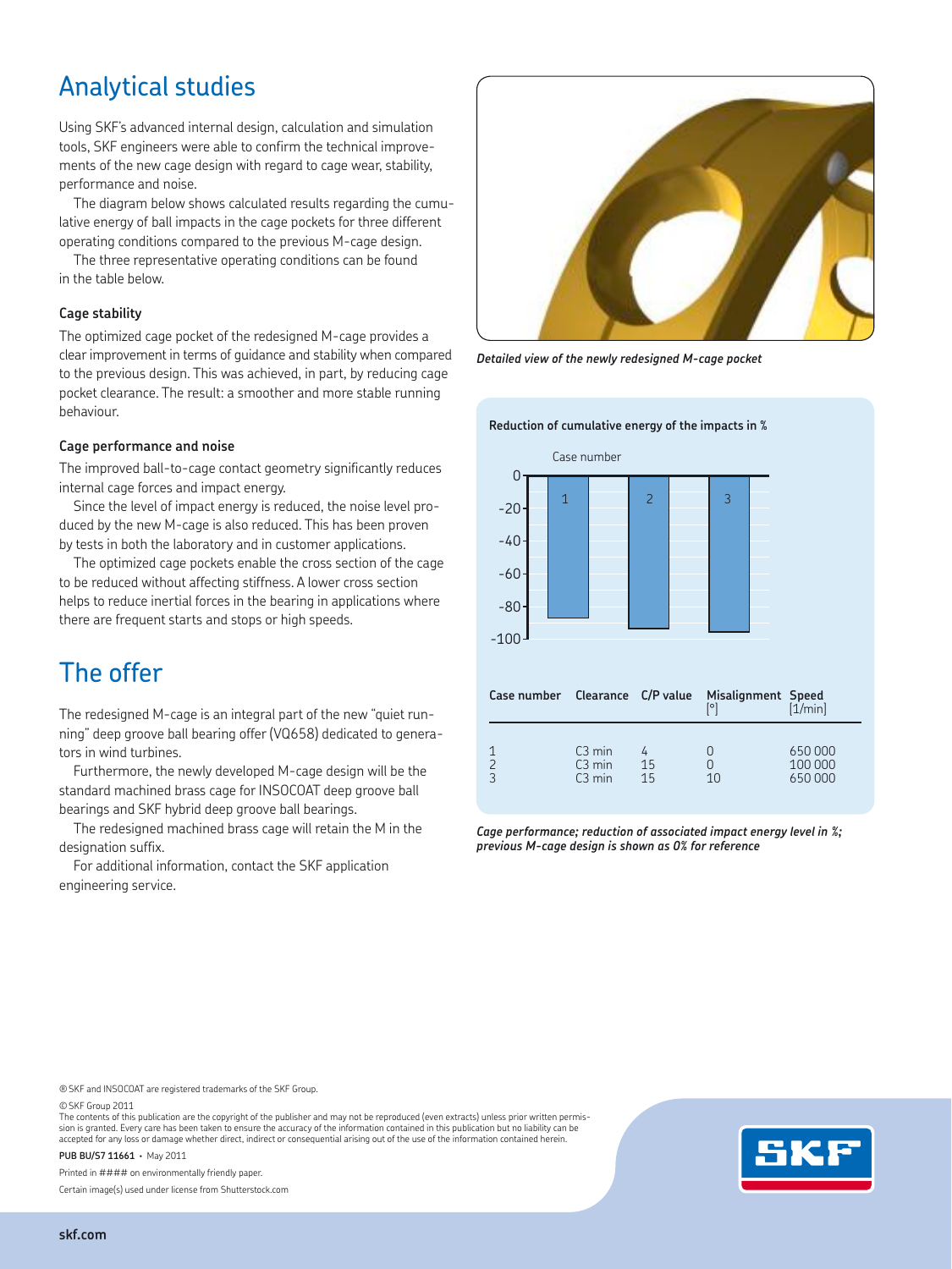# Analytical studies

Using SKF's advanced internal design, calculation and simulation tools, SKF engineers were able to confirm the technical improvements of the new cage design with regard to cage wear, stability, performance and noise.

The diagram below shows calculated results regarding the cumulative energy of ball impacts in the cage pockets for three different operating conditions compared to the previous M-cage design.

The three representative operating conditions can be found in the table below.

### Cage stability

The optimized cage pocket of the redesigned M-cage provides a clear improvement in terms of guidance and stability when compared to the previous design. This was achieved, in part, by reducing cage pocket clearance. The result: a smoother and more stable running behaviour.

### Cage performance and noise

The improved ball-to-cage contact geometry significantly reduces internal cage forces and impact energy.

Since the level of impact energy is reduced, the noise level produced by the new M-cage is also reduced. This has been proven by tests in both the laboratory and in customer applications.

The optimized cage pockets enable the cross section of the cage to be reduced without affecting stiffness. A lower cross section helps to reduce inertial forces in the bearing in applications where there are frequent starts and stops or high speeds.

# The offer

The redesigned M-cage is an integral part of the new "quiet running" deep groove ball bearing offer (VQ658) dedicated to generators in wind turbines.

Furthermore, the newly developed M-cage design will be the standard machined brass cage for INSOCOAT deep groove ball bearings and SKF hybrid deep groove ball bearings.

The redesigned machined brass cage will retain the M in the designation suffix.

For additional information, contact the SKF application engineering service.

*Detailed view of the newly redesigned M-cage pocket*

**Reduction of cumulative energy of the impacts in %**

Case number

0
-20
-40
-60
-80
-100

1 2 3

| Case number | Clearance | C/P value | Misalignment [°] | Speed [1/min] |
|---|---|---|---|---|
| 1 | C3 min | 4 | 0 | 650 000 |
| 2 | C3 min | 15 | 0 | 100 000 |
| 3 | C3 min | 15 | 10 | 650 000 |

*Cage performance; reduction of associated impact energy level in %; previous M-cage design is shown as 0% for reference*

® SKF and INSOCOAT are registered trademarks of the SKF Group.

© SKF Group 2011

The contents of this publication are the copyright of the publisher and may not be reproduced (even extracts) unless prior written permission is granted. Every care has been taken to ensure the accuracy of the information contained in this publication but no liability can be accepted for any loss or damage whether direct, indirect or consequential arising out of the use of the information contained herein.

**PUB BU/S7 11661** · May 2011

Printed in #### on environmentally friendly paper.

Certain image(s) used under license from Shutterstock.com

**skf.com**